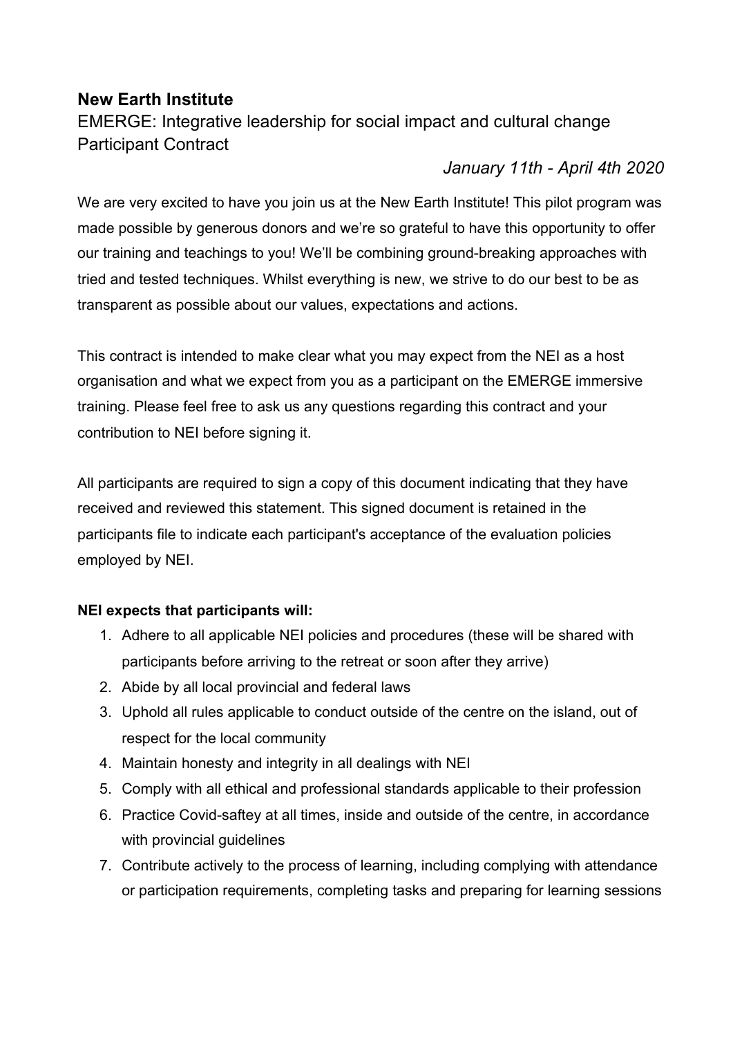**New Earth Institute**

EMERGE: Integrative leadership for social impact and cultural change
Participant Contract

*January 11th - April 4th 2020*

We are very excited to have you join us at the New Earth Institute! This pilot program was made possible by generous donors and we're so grateful to have this opportunity to offer our training and teachings to you! We'll be combining ground-breaking approaches with tried and tested techniques. Whilst everything is new, we strive to do our best to be as transparent as possible about our values, expectations and actions.

This contract is intended to make clear what you may expect from the NEI as a host organisation and what we expect from you as a participant on the EMERGE immersive training. Please feel free to ask us any questions regarding this contract and your contribution to NEI before signing it.

All participants are required to sign a copy of this document indicating that they have received and reviewed this statement. This signed document is retained in the participants file to indicate each participant's acceptance of the evaluation policies employed by NEI.

**NEI expects that participants will:**

1. Adhere to all applicable NEI policies and procedures (these will be shared with participants before arriving to the retreat or soon after they arrive)
2. Abide by all local provincial and federal laws
3. Uphold all rules applicable to conduct outside of the centre on the island, out of respect for the local community
4. Maintain honesty and integrity in all dealings with NEI
5. Comply with all ethical and professional standards applicable to their profession
6. Practice Covid-saftey at all times, inside and outside of the centre, in accordance with provincial guidelines
7. Contribute actively to the process of learning, including complying with attendance or participation requirements, completing tasks and preparing for learning sessions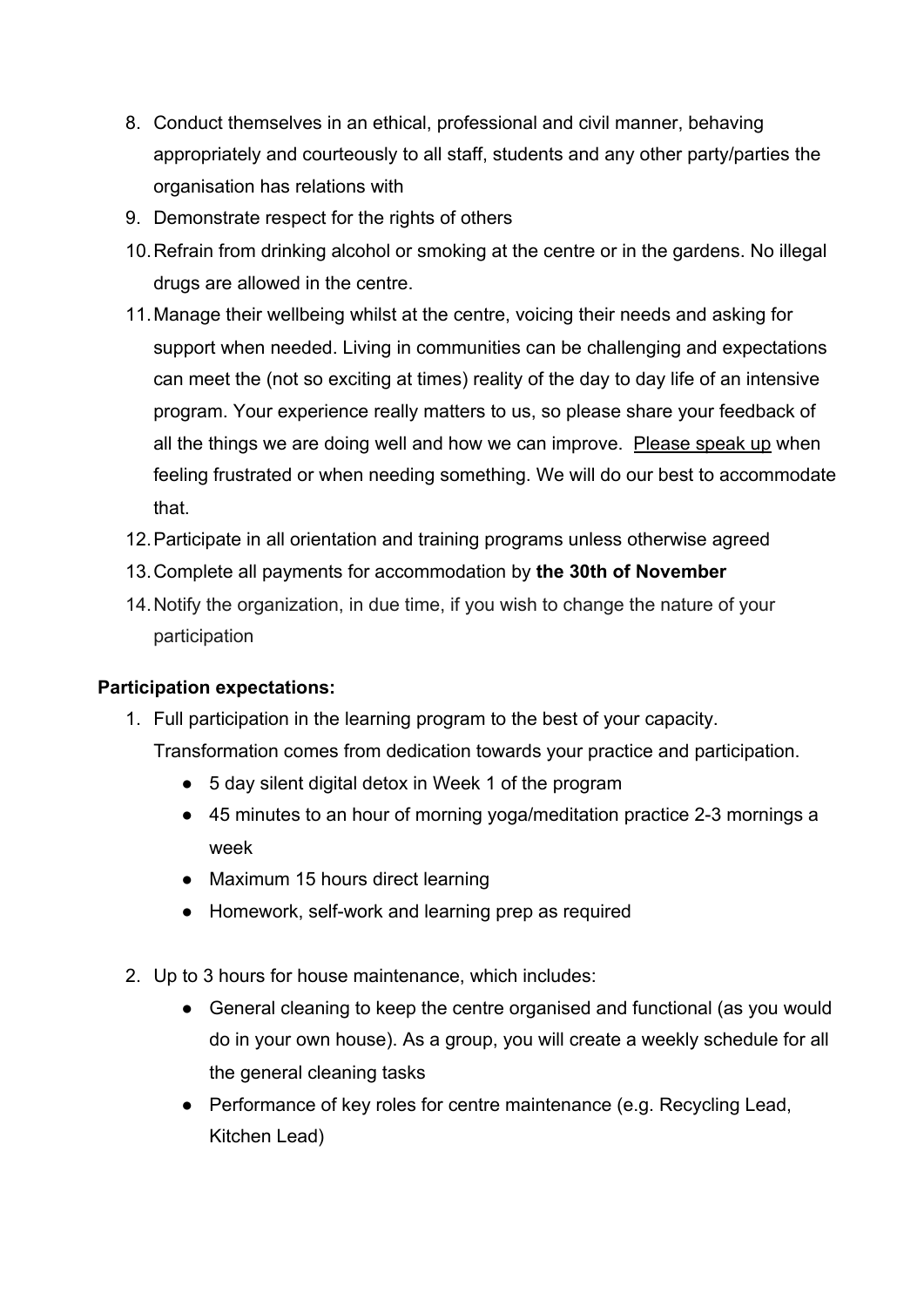8. Conduct themselves in an ethical, professional and civil manner, behaving appropriately and courteously to all staff, students and any other party/parties the organisation has relations with
9. Demonstrate respect for the rights of others
10. Refrain from drinking alcohol or smoking at the centre or in the gardens. No illegal drugs are allowed in the centre.
11. Manage their wellbeing whilst at the centre, voicing their needs and asking for support when needed. Living in communities can be challenging and expectations can meet the (not so exciting at times) reality of the day to day life of an intensive program. Your experience really matters to us, so please share your feedback of all the things we are doing well and how we can improve. Please speak up when feeling frustrated or when needing something. We will do our best to accommodate that.
12. Participate in all orientation and training programs unless otherwise agreed
13. Complete all payments for accommodation by **the 30th of November**
14. Notify the organization, in due time, if you wish to change the nature of your participation

**Participation expectations:**

1. Full participation in the learning program to the best of your capacity. Transformation comes from dedication towards your practice and participation.
    - 5 day silent digital detox in Week 1 of the program
    - 45 minutes to an hour of morning yoga/meditation practice 2-3 mornings a week
    - Maximum 15 hours direct learning
    - Homework, self-work and learning prep as required

2. Up to 3 hours for house maintenance, which includes:
    - General cleaning to keep the centre organised and functional (as you would do in your own house). As a group, you will create a weekly schedule for all the general cleaning tasks
    - Performance of key roles for centre maintenance (e.g. Recycling Lead, Kitchen Lead)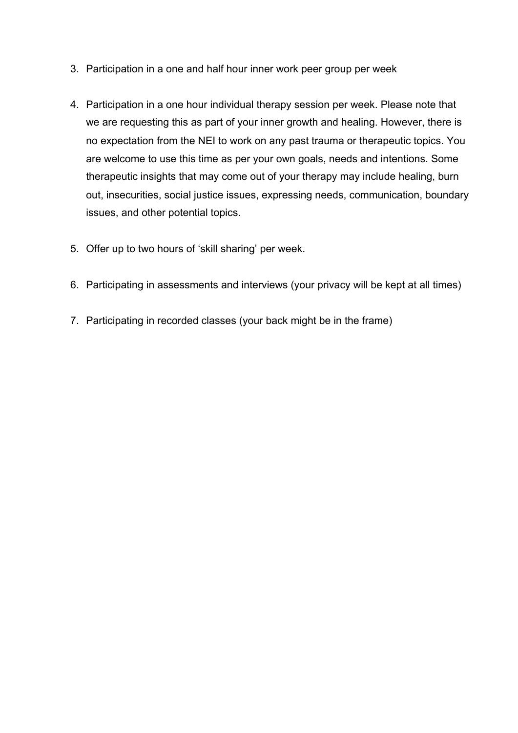3. Participation in a one and half hour inner work peer group per week

4. Participation in a one hour individual therapy session per week. Please note that we are requesting this as part of your inner growth and healing. However, there is no expectation from the NEI to work on any past trauma or therapeutic topics. You are welcome to use this time as per your own goals, needs and intentions. Some therapeutic insights that may come out of your therapy may include healing, burn out, insecurities, social justice issues, expressing needs, communication, boundary issues, and other potential topics.

5. Offer up to two hours of 'skill sharing' per week.

6. Participating in assessments and interviews (your privacy will be kept at all times)

7. Participating in recorded classes (your back might be in the frame)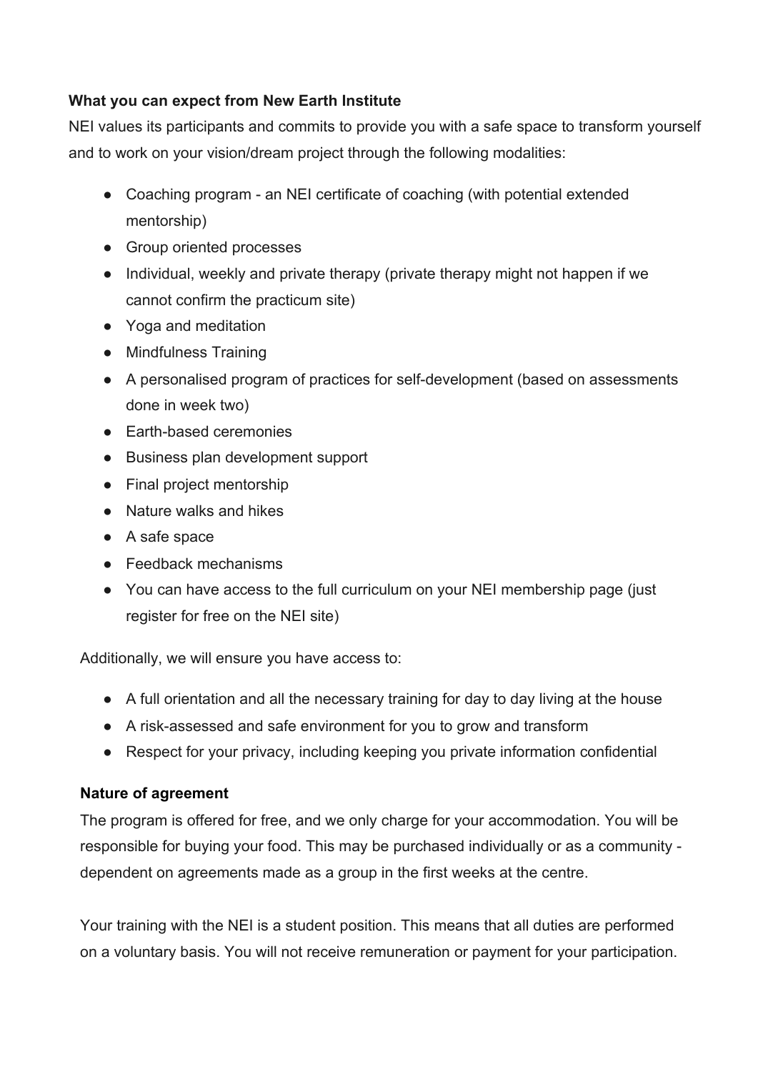**What you can expect from New Earth Institute**

NEI values its participants and commits to provide you with a safe space to transform yourself and to work on your vision/dream project through the following modalities:

- Coaching program - an NEI certificate of coaching (with potential extended mentorship)
- Group oriented processes
- Individual, weekly and private therapy (private therapy might not happen if we cannot confirm the practicum site)
- Yoga and meditation
- Mindfulness Training
- A personalised program of practices for self-development (based on assessments done in week two)
- Earth-based ceremonies
- Business plan development support
- Final project mentorship
- Nature walks and hikes
- A safe space
- Feedback mechanisms
- You can have access to the full curriculum on your NEI membership page (just register for free on the NEI site)

Additionally, we will ensure you have access to:

- A full orientation and all the necessary training for day to day living at the house
- A risk-assessed and safe environment for you to grow and transform
- Respect for your privacy, including keeping you private information confidential

**Nature of agreement**

The program is offered for free, and we only charge for your accommodation. You will be responsible for buying your food. This may be purchased individually or as a community - dependent on agreements made as a group in the first weeks at the centre.

Your training with the NEI is a student position. This means that all duties are performed on a voluntary basis. You will not receive remuneration or payment for your participation.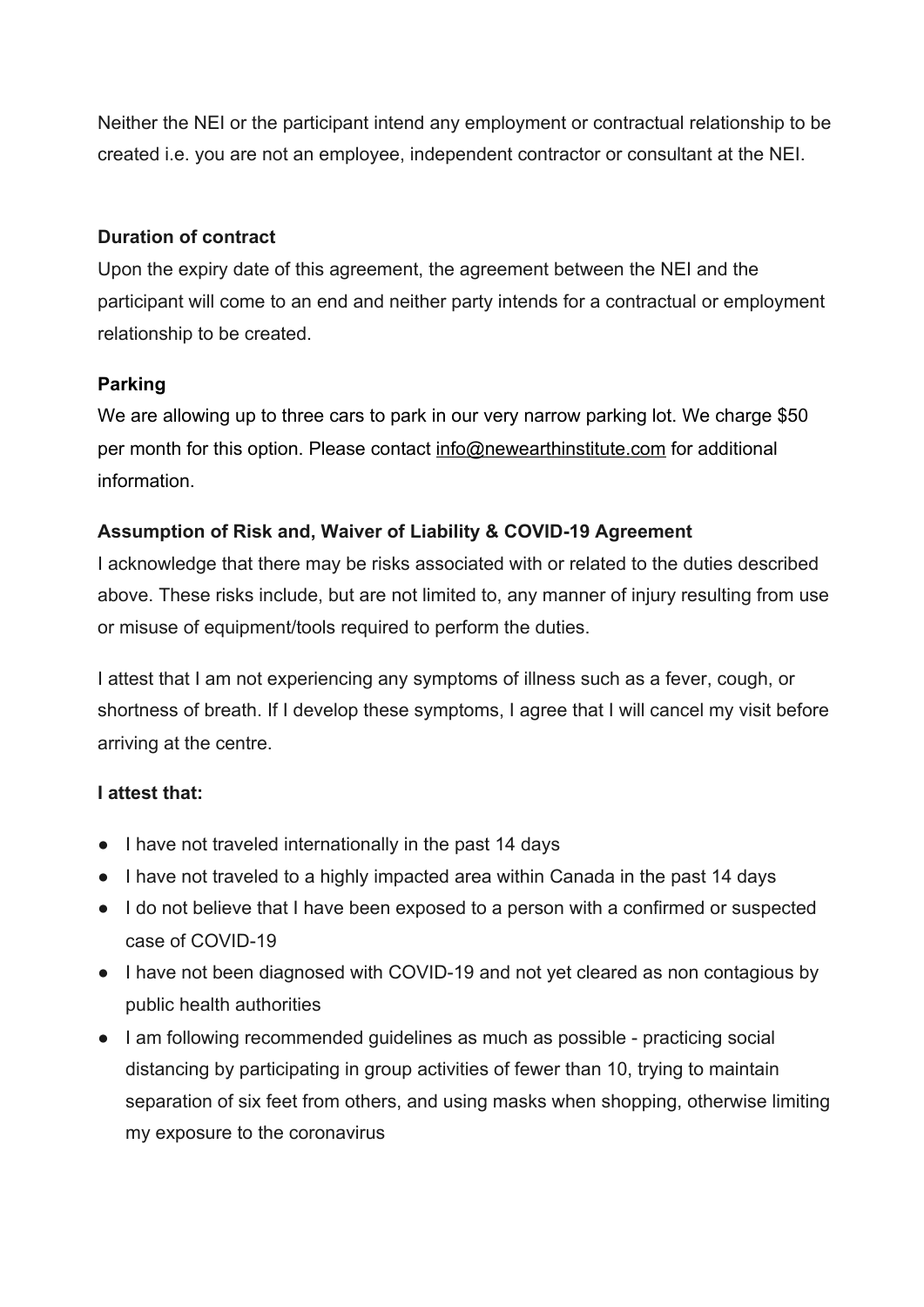Neither the NEI or the participant intend any employment or contractual relationship to be created i.e. you are not an employee, independent contractor or consultant at the NEI.

**Duration of contract**

Upon the expiry date of this agreement, the agreement between the NEI and the participant will come to an end and neither party intends for a contractual or employment relationship to be created.

**Parking**

We are allowing up to three cars to park in our very narrow parking lot. We charge $50 per month for this option. Please contact info@newearthinstitute.com for additional information.

**Assumption of Risk and, Waiver of Liability & COVID-19 Agreement**

I acknowledge that there may be risks associated with or related to the duties described above. These risks include, but are not limited to, any manner of injury resulting from use or misuse of equipment/tools required to perform the duties.

I attest that I am not experiencing any symptoms of illness such as a fever, cough, or shortness of breath. If I develop these symptoms, I agree that I will cancel my visit before arriving at the centre.

**I attest that:**

- I have not traveled internationally in the past 14 days
- I have not traveled to a highly impacted area within Canada in the past 14 days
- I do not believe that I have been exposed to a person with a confirmed or suspected case of COVID-19
- I have not been diagnosed with COVID-19 and not yet cleared as non contagious by public health authorities
- I am following recommended guidelines as much as possible - practicing social distancing by participating in group activities of fewer than 10, trying to maintain separation of six feet from others, and using masks when shopping, otherwise limiting my exposure to the coronavirus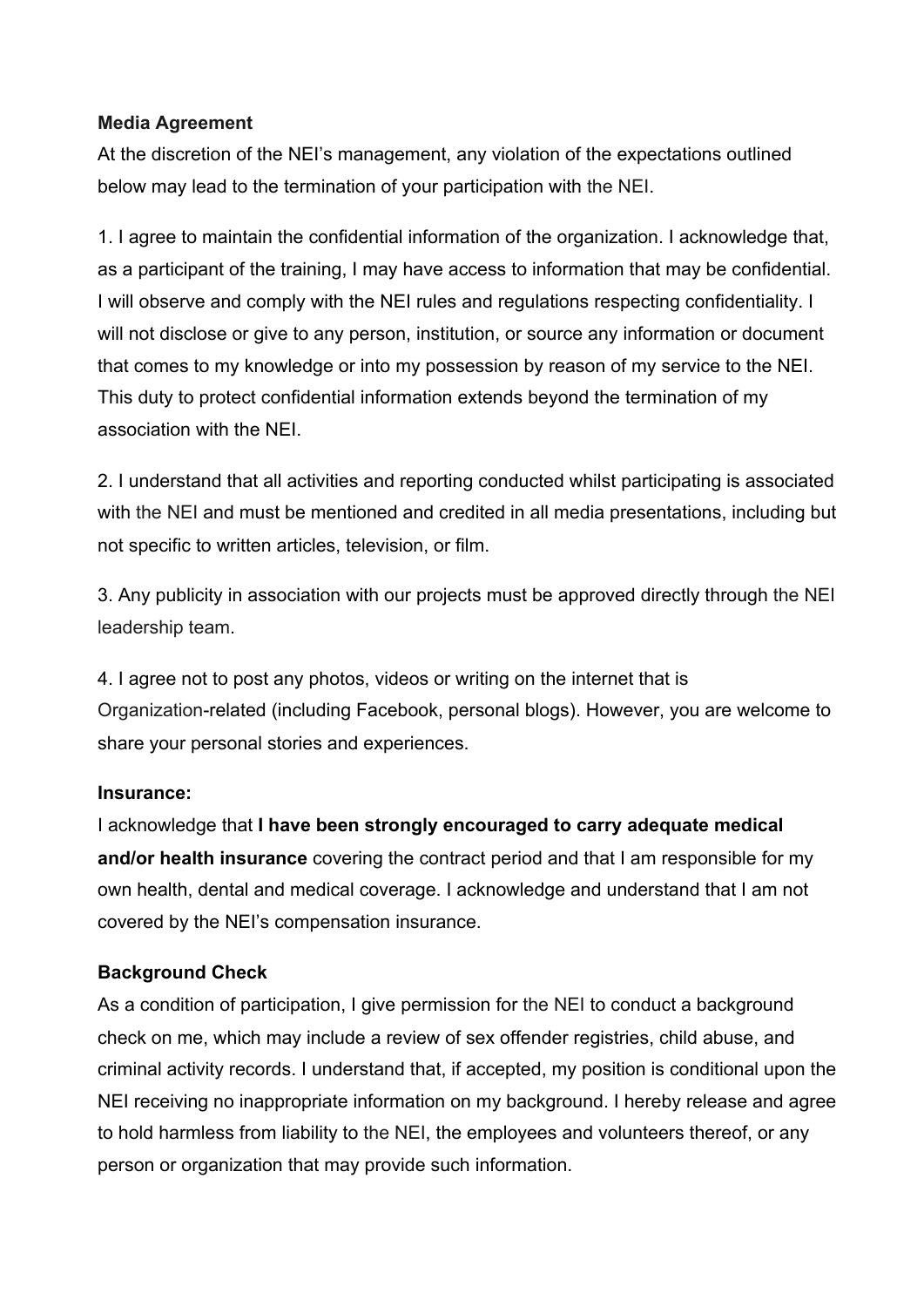**Media Agreement**

At the discretion of the NEI's management, any violation of the expectations outlined below may lead to the termination of your participation with the NEI.

1. I agree to maintain the confidential information of the organization. I acknowledge that, as a participant of the training, I may have access to information that may be confidential. I will observe and comply with the NEI rules and regulations respecting confidentiality. I will not disclose or give to any person, institution, or source any information or document that comes to my knowledge or into my possession by reason of my service to the NEI. This duty to protect confidential information extends beyond the termination of my association with the NEI.

2. I understand that all activities and reporting conducted whilst participating is associated with the NEI and must be mentioned and credited in all media presentations, including but not specific to written articles, television, or film.

3. Any publicity in association with our projects must be approved directly through the NEI leadership team.

4. I agree not to post any photos, videos or writing on the internet that is Organization-related (including Facebook, personal blogs). However, you are welcome to share your personal stories and experiences.

**Insurance:**

I acknowledge that **I have been strongly encouraged to carry adequate medical and/or health insurance** covering the contract period and that I am responsible for my own health, dental and medical coverage. I acknowledge and understand that I am not covered by the NEI's compensation insurance.

**Background Check**

As a condition of participation, I give permission for the NEI to conduct a background check on me, which may include a review of sex offender registries, child abuse, and criminal activity records. I understand that, if accepted, my position is conditional upon the NEI receiving no inappropriate information on my background. I hereby release and agree to hold harmless from liability to the NEI, the employees and volunteers thereof, or any person or organization that may provide such information.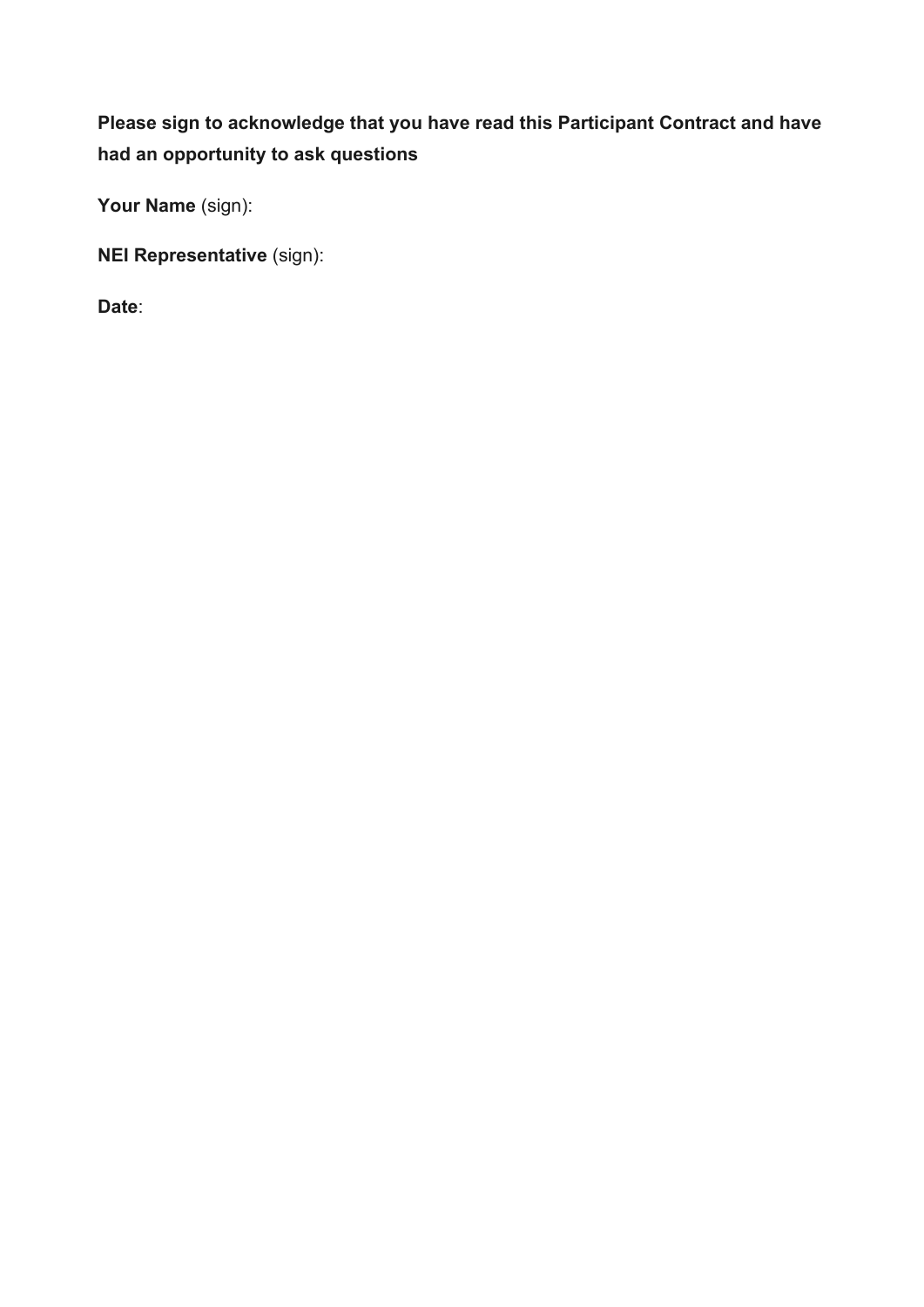**Please sign to acknowledge that you have read this Participant Contract and have had an opportunity to ask questions**

**Your Name** (sign):

**NEI Representative** (sign):

**Date**: